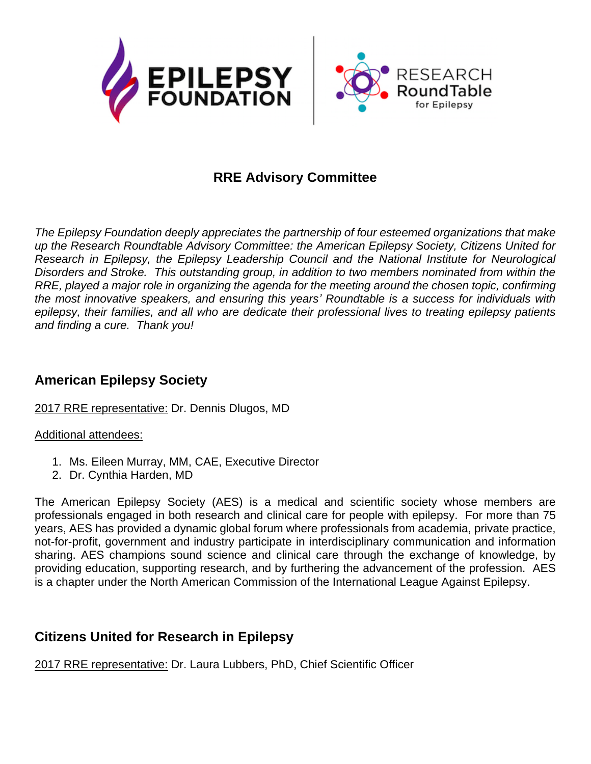# RRE Advisory Committee

*The Epilepsy Foundation deeply appreciates the partnership of four esteemed organizations that make up the Research Roundtable Advisory Committee: the American Epilepsy Society, Citizens United for Research in Epilepsy, the Epilepsy Leadership Council and the National Institute for Neurological Disorders and Stroke. This outstanding group, in addition to two members nominated from within the RRE, played a major role in organizing the agenda for the meeting around the chosen topic, confirming the most innovative speakers, and ensuring this years' Roundtable is a success for individuals with epilepsy, their families, and all who are dedicate their professional lives to treating epilepsy patients and finding a cure. Thank you!*

## American Epilepsy Society

<u>2017 RRE representative:</u> Dr. Dennis Dlugos, MD

<u>Additional attendees:</u>

1. Ms. Eileen Murray, MM, CAE, Executive Director
2. Dr. Cynthia Harden, MD

The American Epilepsy Society (AES) is a medical and scientific society whose members are professionals engaged in both research and clinical care for people with epilepsy. For more than 75 years, AES has provided a dynamic global forum where professionals from academia, private practice, not-for-profit, government and industry participate in interdisciplinary communication and information sharing. AES champions sound science and clinical care through the exchange of knowledge, by providing education, supporting research, and by furthering the advancement of the profession. AES is a chapter under the North American Commission of the International League Against Epilepsy.

## Citizens United for Research in Epilepsy

<u>2017 RRE representative:</u> Dr. Laura Lubbers, PhD, Chief Scientific Officer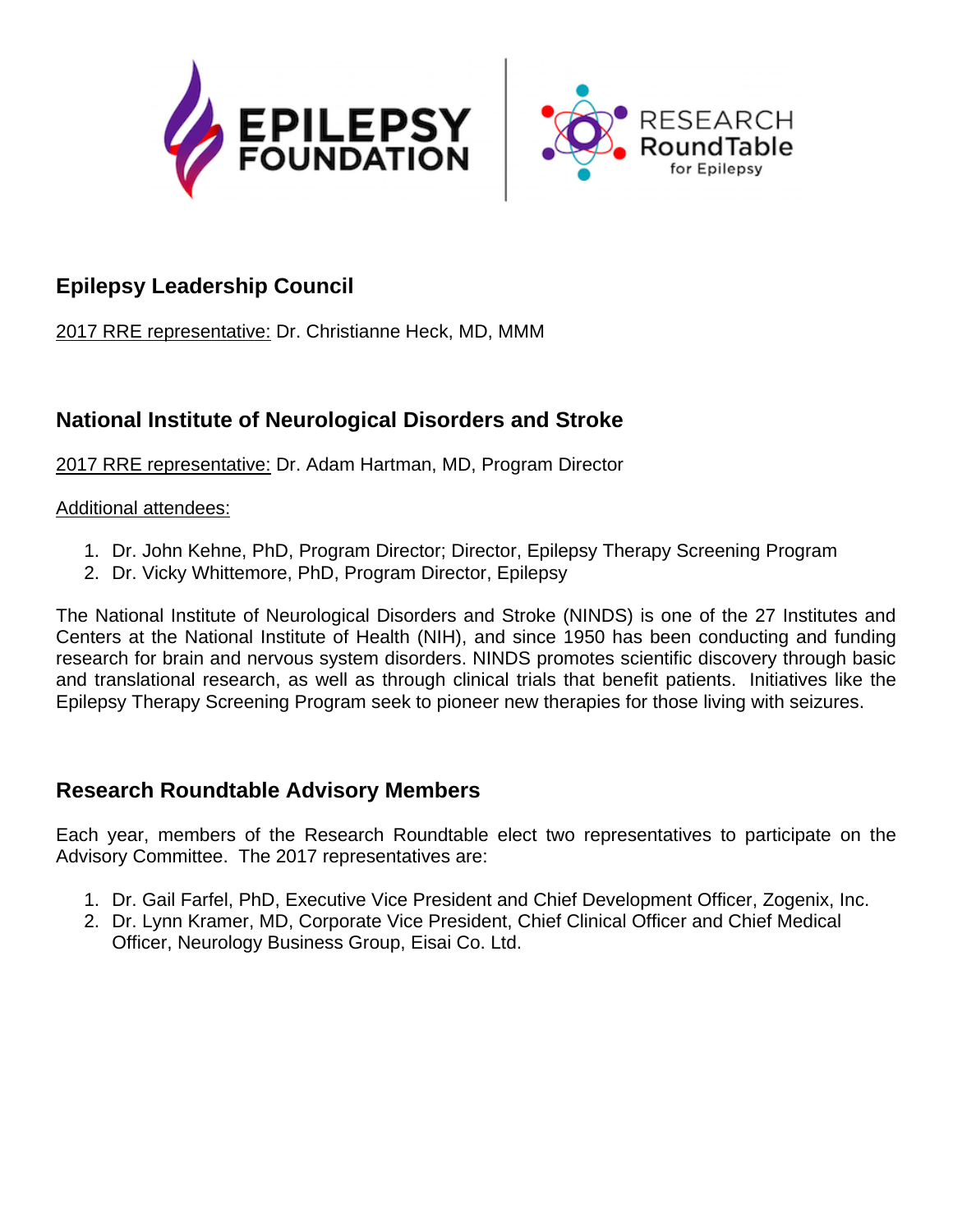## Epilepsy Leadership Council

2017 RRE representative: Dr. Christianne Heck, MD, MMM

## National Institute of Neurological Disorders and Stroke

2017 RRE representative: Dr. Adam Hartman, MD, Program Director

Additional attendees:

1. Dr. John Kehne, PhD, Program Director; Director, Epilepsy Therapy Screening Program
2. Dr. Vicky Whittemore, PhD, Program Director, Epilepsy

The National Institute of Neurological Disorders and Stroke (NINDS) is one of the 27 Institutes and Centers at the National Institute of Health (NIH), and since 1950 has been conducting and funding research for brain and nervous system disorders. NINDS promotes scientific discovery through basic and translational research, as well as through clinical trials that benefit patients. Initiatives like the Epilepsy Therapy Screening Program seek to pioneer new therapies for those living with seizures.

## Research Roundtable Advisory Members

Each year, members of the Research Roundtable elect two representatives to participate on the Advisory Committee. The 2017 representatives are:

1. Dr. Gail Farfel, PhD, Executive Vice President and Chief Development Officer, Zogenix, Inc.
2. Dr. Lynn Kramer, MD, Corporate Vice President, Chief Clinical Officer and Chief Medical Officer, Neurology Business Group, Eisai Co. Ltd.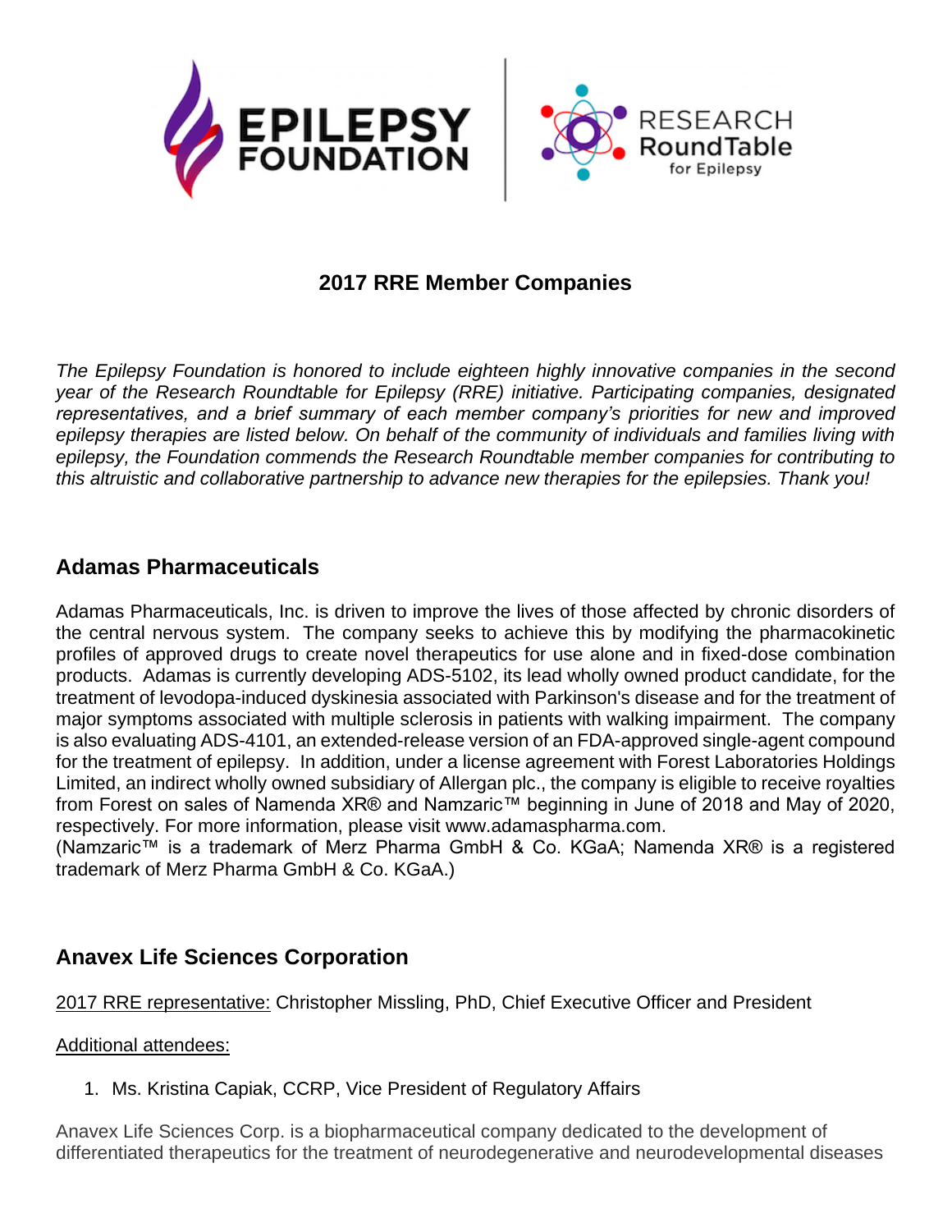## 2017 RRE Member Companies

*The Epilepsy Foundation is honored to include eighteen highly innovative companies in the second year of the Research Roundtable for Epilepsy (RRE) initiative. Participating companies, designated representatives, and a brief summary of each member company's priorities for new and improved epilepsy therapies are listed below. On behalf of the community of individuals and families living with epilepsy, the Foundation commends the Research Roundtable member companies for contributing to this altruistic and collaborative partnership to advance new therapies for the epilepsies. Thank you!*

### Adamas Pharmaceuticals

Adamas Pharmaceuticals, Inc. is driven to improve the lives of those affected by chronic disorders of the central nervous system. The company seeks to achieve this by modifying the pharmacokinetic profiles of approved drugs to create novel therapeutics for use alone and in fixed-dose combination products. Adamas is currently developing ADS-5102, its lead wholly owned product candidate, for the treatment of levodopa-induced dyskinesia associated with Parkinson's disease and for the treatment of major symptoms associated with multiple sclerosis in patients with walking impairment. The company is also evaluating ADS-4101, an extended-release version of an FDA-approved single-agent compound for the treatment of epilepsy. In addition, under a license agreement with Forest Laboratories Holdings Limited, an indirect wholly owned subsidiary of Allergan plc., the company is eligible to receive royalties from Forest on sales of Namenda XR® and Namzaric™ beginning in June of 2018 and May of 2020, respectively. For more information, please visit www.adamaspharma.com.
(Namzaric™ is a trademark of Merz Pharma GmbH & Co. KGaA; Namenda XR® is a registered trademark of Merz Pharma GmbH & Co. KGaA.)

### Anavex Life Sciences Corporation

2017 RRE representative: Christopher Missling, PhD, Chief Executive Officer and President

Additional attendees:

1. Ms. Kristina Capiak, CCRP, Vice President of Regulatory Affairs

Anavex Life Sciences Corp. is a biopharmaceutical company dedicated to the development of differentiated therapeutics for the treatment of neurodegenerative and neurodevelopmental diseases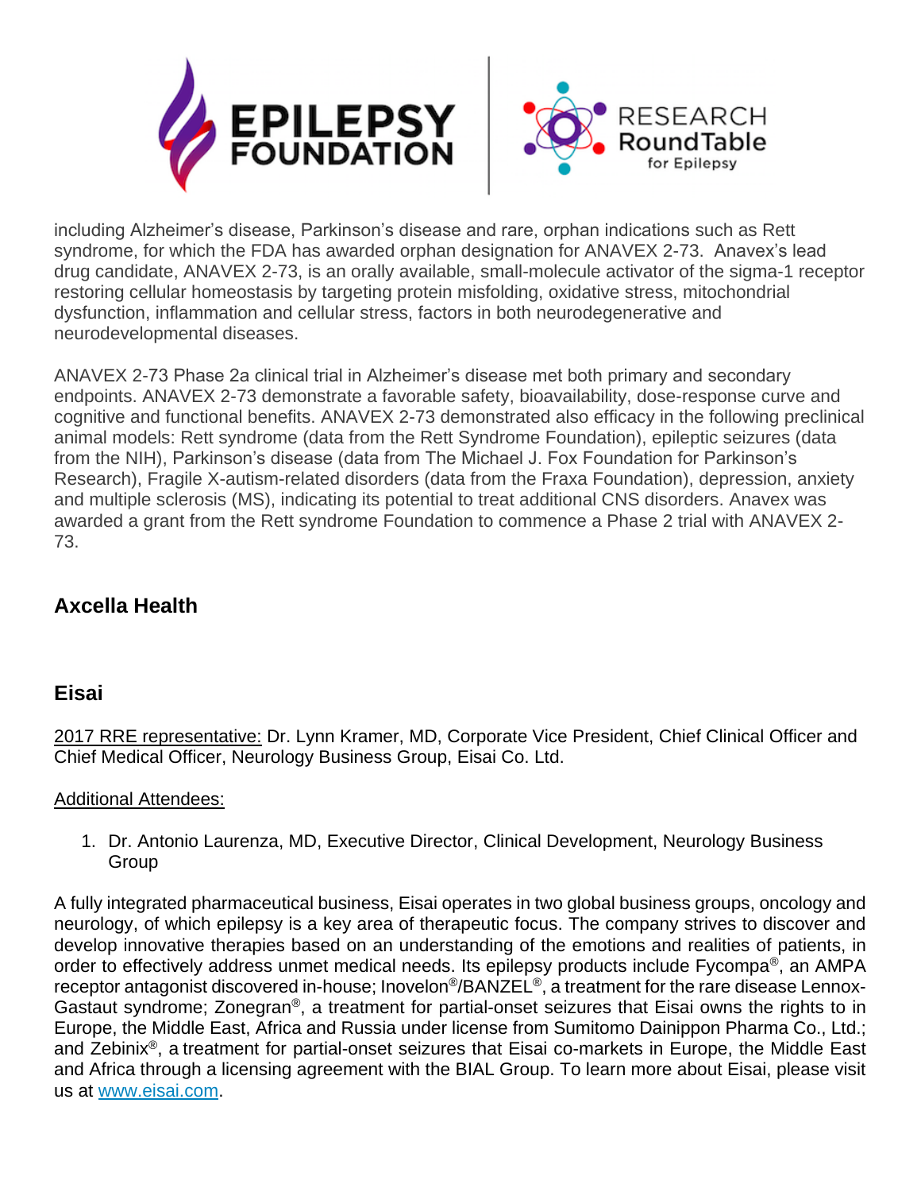including Alzheimer's disease, Parkinson's disease and rare, orphan indications such as Rett syndrome, for which the FDA has awarded orphan designation for ANAVEX 2-73. Anavex's lead drug candidate, ANAVEX 2-73, is an orally available, small-molecule activator of the sigma-1 receptor restoring cellular homeostasis by targeting protein misfolding, oxidative stress, mitochondrial dysfunction, inflammation and cellular stress, factors in both neurodegenerative and neurodevelopmental diseases.

ANAVEX 2-73 Phase 2a clinical trial in Alzheimer's disease met both primary and secondary endpoints. ANAVEX 2-73 demonstrate a favorable safety, bioavailability, dose-response curve and cognitive and functional benefits. ANAVEX 2-73 demonstrated also efficacy in the following preclinical animal models: Rett syndrome (data from the Rett Syndrome Foundation), epileptic seizures (data from the NIH), Parkinson's disease (data from The Michael J. Fox Foundation for Parkinson's Research), Fragile X-autism-related disorders (data from the Fraxa Foundation), depression, anxiety and multiple sclerosis (MS), indicating its potential to treat additional CNS disorders. Anavex was awarded a grant from the Rett syndrome Foundation to commence a Phase 2 trial with ANAVEX 2-73.

## Axcella Health

## Eisai

2017 RRE representative: Dr. Lynn Kramer, MD, Corporate Vice President, Chief Clinical Officer and Chief Medical Officer, Neurology Business Group, Eisai Co. Ltd.

Additional Attendees:

1. Dr. Antonio Laurenza, MD, Executive Director, Clinical Development, Neurology Business Group

A fully integrated pharmaceutical business, Eisai operates in two global business groups, oncology and neurology, of which epilepsy is a key area of therapeutic focus. The company strives to discover and develop innovative therapies based on an understanding of the emotions and realities of patients, in order to effectively address unmet medical needs. Its epilepsy products include Fycompa®, an AMPA receptor antagonist discovered in-house; Inovelon®/BANZEL®, a treatment for the rare disease Lennox-Gastaut syndrome; Zonegran®, a treatment for partial-onset seizures that Eisai owns the rights to in Europe, the Middle East, Africa and Russia under license from Sumitomo Dainippon Pharma Co., Ltd.; and Zebinix®, a treatment for partial-onset seizures that Eisai co-markets in Europe, the Middle East and Africa through a licensing agreement with the BIAL Group. To learn more about Eisai, please visit us at www.eisai.com.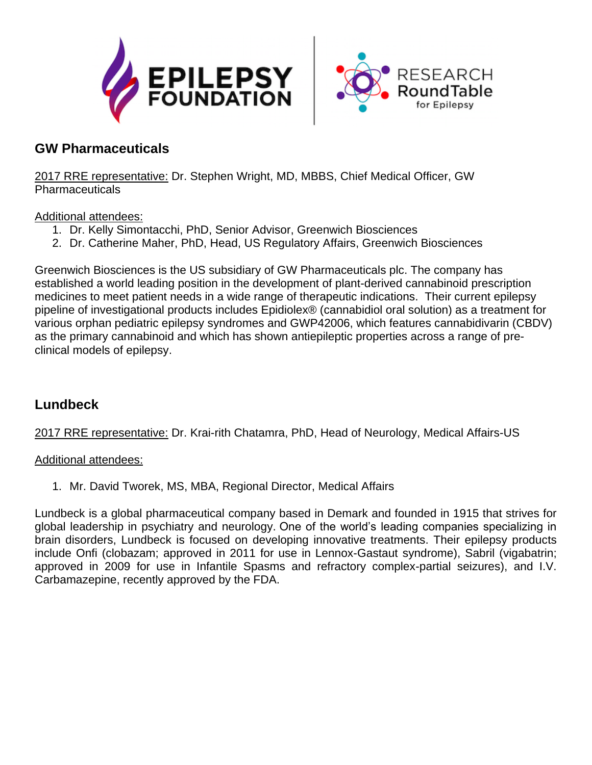## GW Pharmaceuticals

2017 RRE representative: Dr. Stephen Wright, MD, MBBS, Chief Medical Officer, GW Pharmaceuticals

Additional attendees:

1. Dr. Kelly Simontacchi, PhD, Senior Advisor, Greenwich Biosciences
2. Dr. Catherine Maher, PhD, Head, US Regulatory Affairs, Greenwich Biosciences

Greenwich Biosciences is the US subsidiary of GW Pharmaceuticals plc. The company has established a world leading position in the development of plant-derived cannabinoid prescription medicines to meet patient needs in a wide range of therapeutic indications. Their current epilepsy pipeline of investigational products includes Epidiolex® (cannabidiol oral solution) as a treatment for various orphan pediatric epilepsy syndromes and GWP42006, which features cannabidivarin (CBDV) as the primary cannabinoid and which has shown antiepileptic properties across a range of pre-clinical models of epilepsy.

## Lundbeck

2017 RRE representative: Dr. Krai-rith Chatamra, PhD, Head of Neurology, Medical Affairs-US

Additional attendees:

1. Mr. David Tworek, MS, MBA, Regional Director, Medical Affairs

Lundbeck is a global pharmaceutical company based in Demark and founded in 1915 that strives for global leadership in psychiatry and neurology. One of the world's leading companies specializing in brain disorders, Lundbeck is focused on developing innovative treatments. Their epilepsy products include Onfi (clobazam; approved in 2011 for use in Lennox-Gastaut syndrome), Sabril (vigabatrin; approved in 2009 for use in Infantile Spasms and refractory complex-partial seizures), and I.V. Carbamazepine, recently approved by the FDA.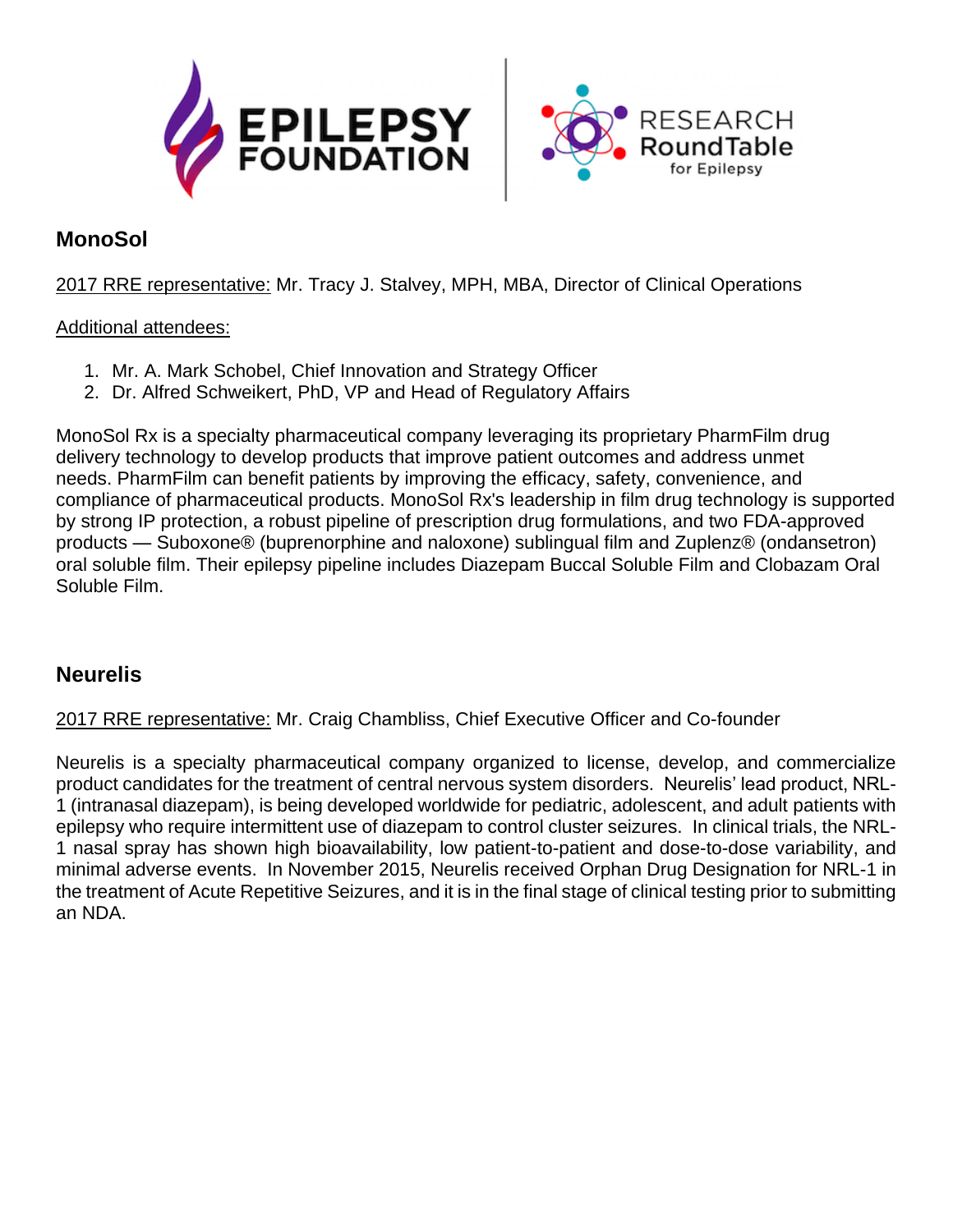## MonoSol

2017 RRE representative: Mr. Tracy J. Stalvey, MPH, MBA, Director of Clinical Operations

Additional attendees:

1. Mr. A. Mark Schobel, Chief Innovation and Strategy Officer
2. Dr. Alfred Schweikert, PhD, VP and Head of Regulatory Affairs

MonoSol Rx is a specialty pharmaceutical company leveraging its proprietary PharmFilm drug delivery technology to develop products that improve patient outcomes and address unmet needs. PharmFilm can benefit patients by improving the efficacy, safety, convenience, and compliance of pharmaceutical products. MonoSol Rx's leadership in film drug technology is supported by strong IP protection, a robust pipeline of prescription drug formulations, and two FDA-approved products — Suboxone® (buprenorphine and naloxone) sublingual film and Zuplenz® (ondansetron) oral soluble film. Their epilepsy pipeline includes Diazepam Buccal Soluble Film and Clobazam Oral Soluble Film.

## Neurelis

2017 RRE representative: Mr. Craig Chambliss, Chief Executive Officer and Co-founder

Neurelis is a specialty pharmaceutical company organized to license, develop, and commercialize product candidates for the treatment of central nervous system disorders. Neurelis' lead product, NRL-1 (intranasal diazepam), is being developed worldwide for pediatric, adolescent, and adult patients with epilepsy who require intermittent use of diazepam to control cluster seizures. In clinical trials, the NRL-1 nasal spray has shown high bioavailability, low patient-to-patient and dose-to-dose variability, and minimal adverse events. In November 2015, Neurelis received Orphan Drug Designation for NRL-1 in the treatment of Acute Repetitive Seizures, and it is in the final stage of clinical testing prior to submitting an NDA.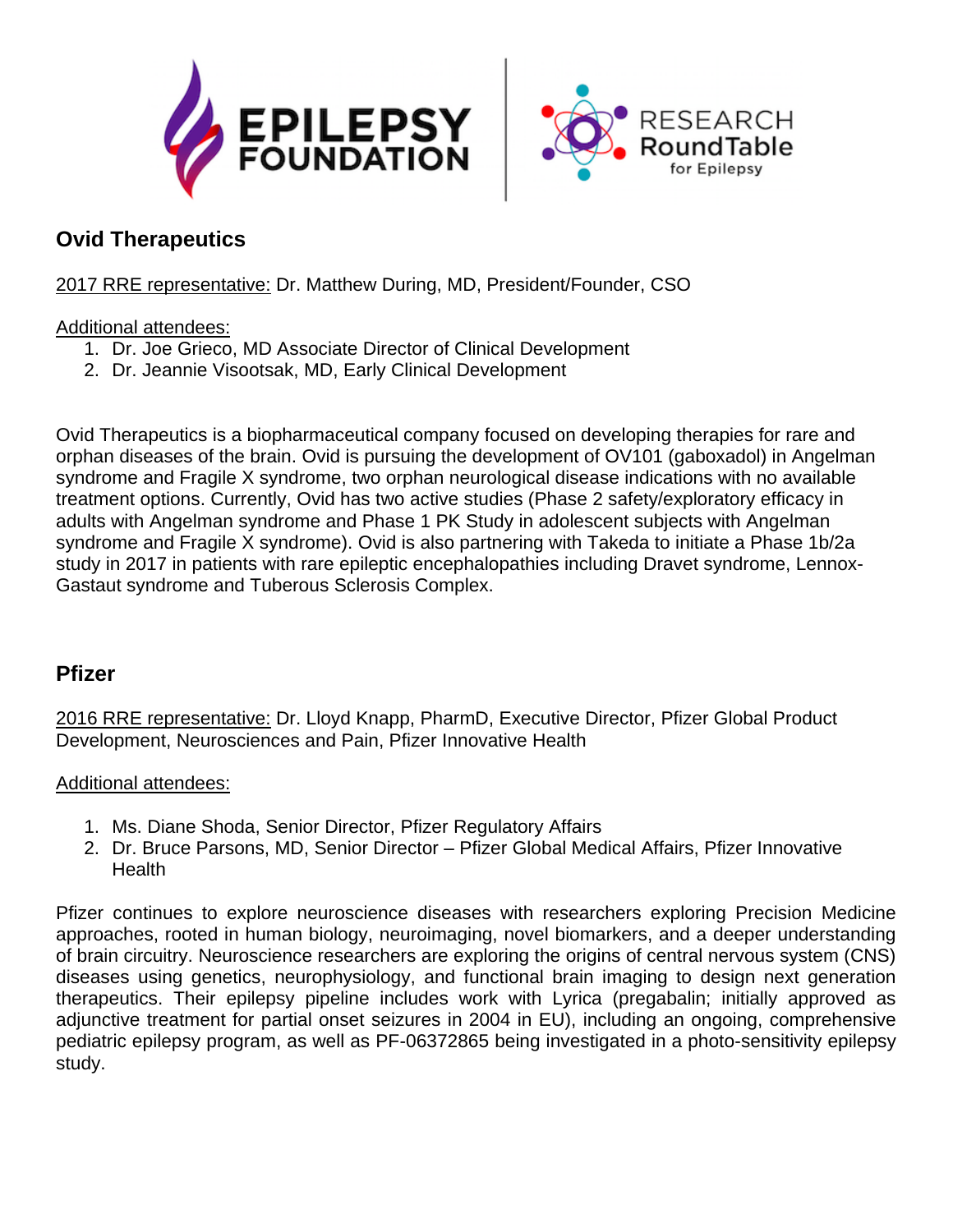## Ovid Therapeutics

2017 RRE representative: Dr. Matthew During, MD, President/Founder, CSO

Additional attendees:

1. Dr. Joe Grieco, MD Associate Director of Clinical Development
2. Dr. Jeannie Visootsak, MD, Early Clinical Development

Ovid Therapeutics is a biopharmaceutical company focused on developing therapies for rare and orphan diseases of the brain. Ovid is pursuing the development of OV101 (gaboxadol) in Angelman syndrome and Fragile X syndrome, two orphan neurological disease indications with no available treatment options. Currently, Ovid has two active studies (Phase 2 safety/exploratory efficacy in adults with Angelman syndrome and Phase 1 PK Study in adolescent subjects with Angelman syndrome and Fragile X syndrome). Ovid is also partnering with Takeda to initiate a Phase 1b/2a study in 2017 in patients with rare epileptic encephalopathies including Dravet syndrome, Lennox-Gastaut syndrome and Tuberous Sclerosis Complex.

## Pfizer

2016 RRE representative: Dr. Lloyd Knapp, PharmD, Executive Director, Pfizer Global Product Development, Neurosciences and Pain, Pfizer Innovative Health

Additional attendees:

1. Ms. Diane Shoda, Senior Director, Pfizer Regulatory Affairs
2. Dr. Bruce Parsons, MD, Senior Director – Pfizer Global Medical Affairs, Pfizer Innovative Health

Pfizer continues to explore neuroscience diseases with researchers exploring Precision Medicine approaches, rooted in human biology, neuroimaging, novel biomarkers, and a deeper understanding of brain circuitry. Neuroscience researchers are exploring the origins of central nervous system (CNS) diseases using genetics, neurophysiology, and functional brain imaging to design next generation therapeutics. Their epilepsy pipeline includes work with Lyrica (pregabalin; initially approved as adjunctive treatment for partial onset seizures in 2004 in EU), including an ongoing, comprehensive pediatric epilepsy program, as well as PF-06372865 being investigated in a photo-sensitivity epilepsy study.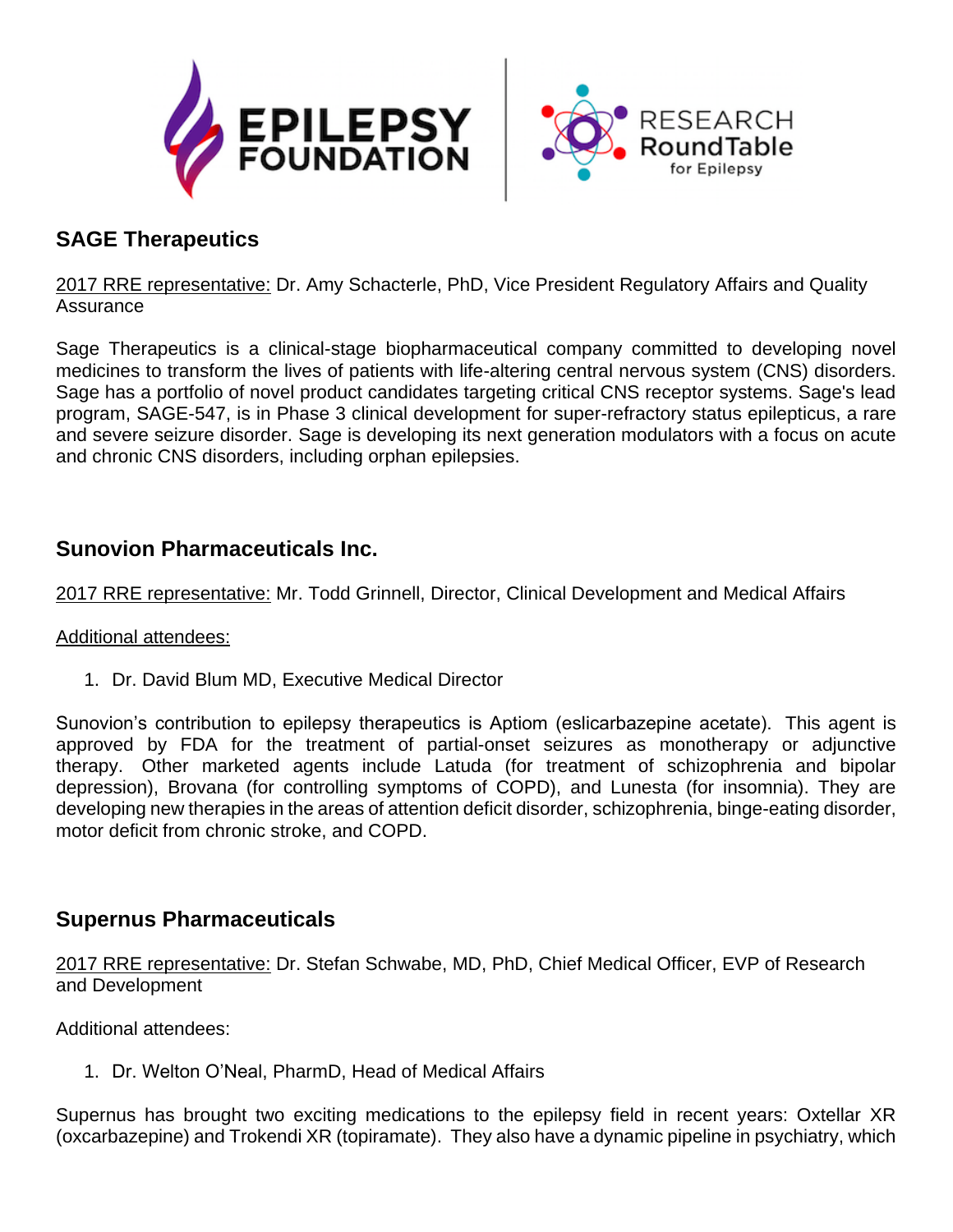## SAGE Therapeutics

2017 RRE representative: Dr. Amy Schacterle, PhD, Vice President Regulatory Affairs and Quality Assurance

Sage Therapeutics is a clinical-stage biopharmaceutical company committed to developing novel medicines to transform the lives of patients with life-altering central nervous system (CNS) disorders. Sage has a portfolio of novel product candidates targeting critical CNS receptor systems. Sage's lead program, SAGE-547, is in Phase 3 clinical development for super-refractory status epilepticus, a rare and severe seizure disorder. Sage is developing its next generation modulators with a focus on acute and chronic CNS disorders, including orphan epilepsies.

## Sunovion Pharmaceuticals Inc.

2017 RRE representative: Mr. Todd Grinnell, Director, Clinical Development and Medical Affairs

Additional attendees:

1. Dr. David Blum MD, Executive Medical Director

Sunovion's contribution to epilepsy therapeutics is Aptiom (eslicarbazepine acetate). This agent is approved by FDA for the treatment of partial-onset seizures as monotherapy or adjunctive therapy. Other marketed agents include Latuda (for treatment of schizophrenia and bipolar depression), Brovana (for controlling symptoms of COPD), and Lunesta (for insomnia). They are developing new therapies in the areas of attention deficit disorder, schizophrenia, binge-eating disorder, motor deficit from chronic stroke, and COPD.

## Supernus Pharmaceuticals

2017 RRE representative: Dr. Stefan Schwabe, MD, PhD, Chief Medical Officer, EVP of Research and Development

Additional attendees:

1. Dr. Welton O'Neal, PharmD, Head of Medical Affairs

Supernus has brought two exciting medications to the epilepsy field in recent years: Oxtellar XR (oxcarbazepine) and Trokendi XR (topiramate). They also have a dynamic pipeline in psychiatry, which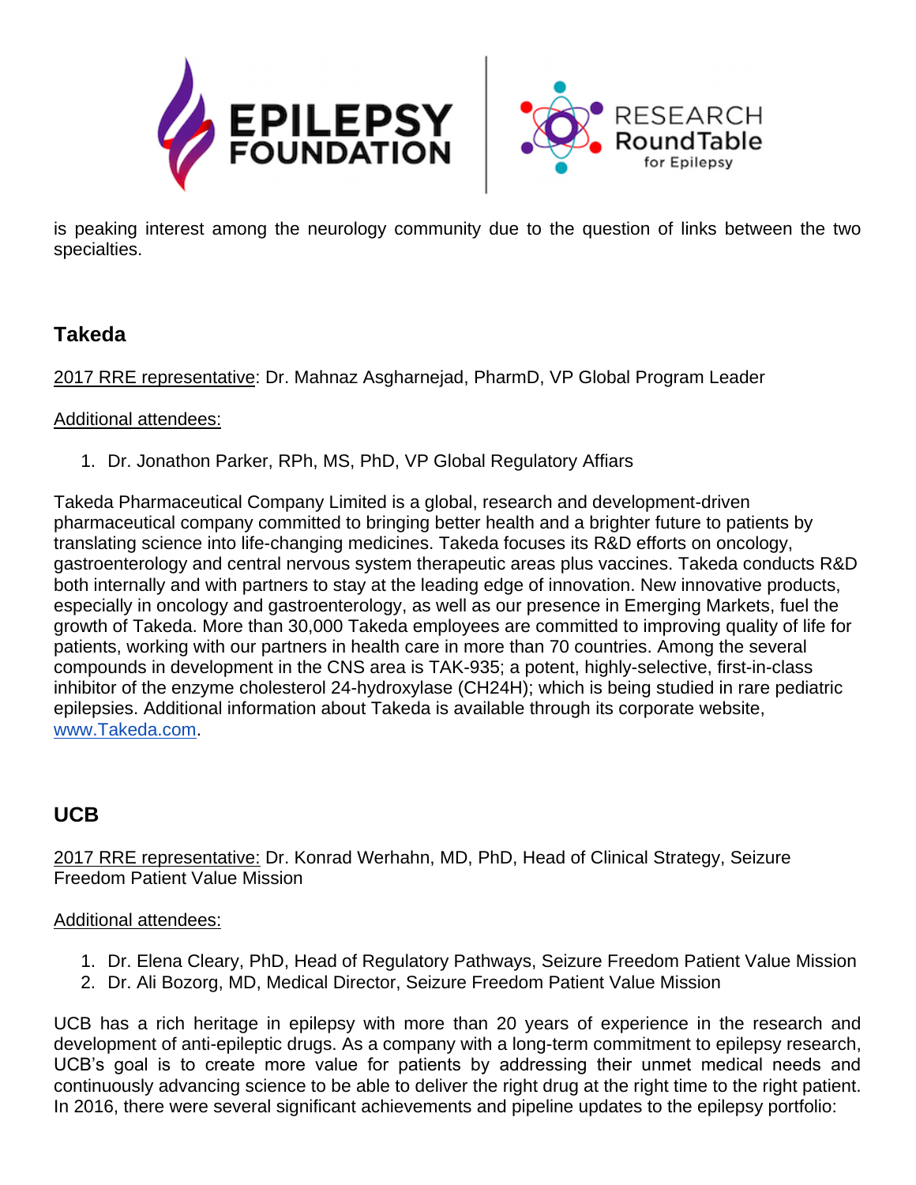is peaking interest among the neurology community due to the question of links between the two specialties.

## Takeda

2017 RRE representative: Dr. Mahnaz Asgharnejad, PharmD, VP Global Program Leader

Additional attendees:

1. Dr. Jonathon Parker, RPh, MS, PhD, VP Global Regulatory Affiars

Takeda Pharmaceutical Company Limited is a global, research and development-driven pharmaceutical company committed to bringing better health and a brighter future to patients by translating science into life-changing medicines. Takeda focuses its R&D efforts on oncology, gastroenterology and central nervous system therapeutic areas plus vaccines. Takeda conducts R&D both internally and with partners to stay at the leading edge of innovation. New innovative products, especially in oncology and gastroenterology, as well as our presence in Emerging Markets, fuel the growth of Takeda. More than 30,000 Takeda employees are committed to improving quality of life for patients, working with our partners in health care in more than 70 countries. Among the several compounds in development in the CNS area is TAK-935; a potent, highly-selective, first-in-class inhibitor of the enzyme cholesterol 24-hydroxylase (CH24H); which is being studied in rare pediatric epilepsies. Additional information about Takeda is available through its corporate website, www.Takeda.com.

## UCB

2017 RRE representative: Dr. Konrad Werhahn, MD, PhD, Head of Clinical Strategy, Seizure Freedom Patient Value Mission

Additional attendees:

1. Dr. Elena Cleary, PhD, Head of Regulatory Pathways, Seizure Freedom Patient Value Mission
2. Dr. Ali Bozorg, MD, Medical Director, Seizure Freedom Patient Value Mission

UCB has a rich heritage in epilepsy with more than 20 years of experience in the research and development of anti-epileptic drugs. As a company with a long-term commitment to epilepsy research, UCB's goal is to create more value for patients by addressing their unmet medical needs and continuously advancing science to be able to deliver the right drug at the right time to the right patient. In 2016, there were several significant achievements and pipeline updates to the epilepsy portfolio: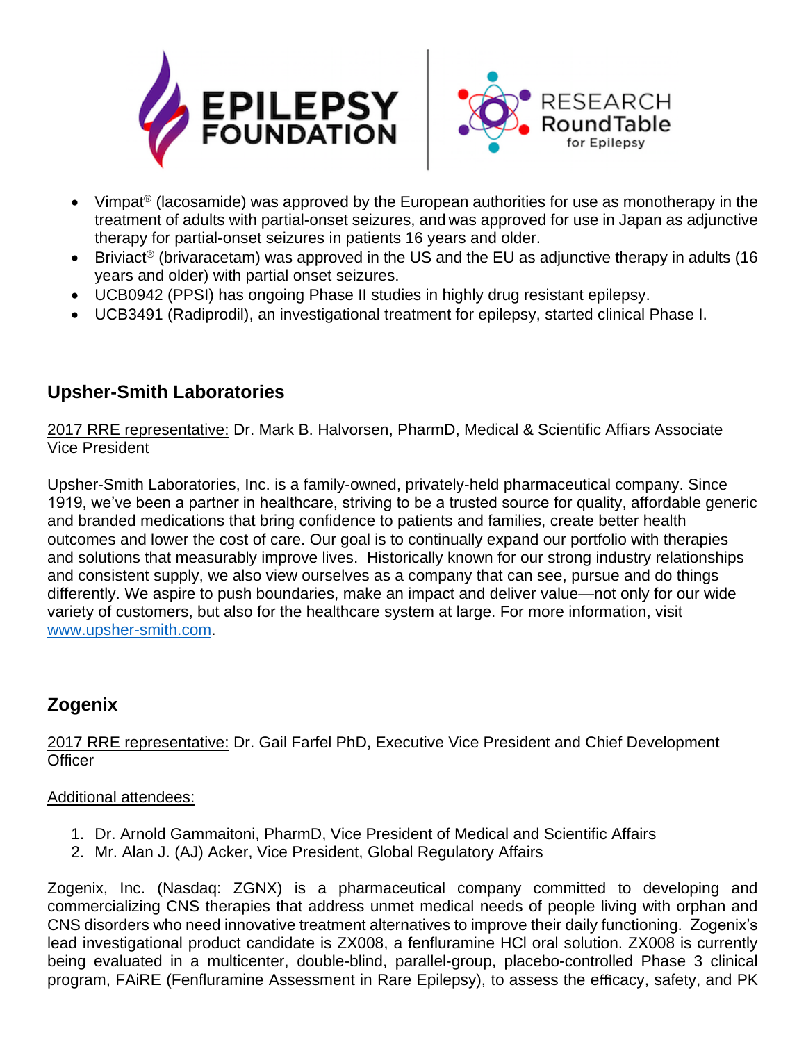- Vimpat® (lacosamide) was approved by the European authorities for use as monotherapy in the treatment of adults with partial-onset seizures, and was approved for use in Japan as adjunctive therapy for partial-onset seizures in patients 16 years and older.
- Briviact® (brivaracetam) was approved in the US and the EU as adjunctive therapy in adults (16 years and older) with partial onset seizures.
- UCB0942 (PPSI) has ongoing Phase II studies in highly drug resistant epilepsy.
- UCB3491 (Radiprodil), an investigational treatment for epilepsy, started clinical Phase I.

## Upsher-Smith Laboratories

2017 RRE representative: Dr. Mark B. Halvorsen, PharmD, Medical & Scientific Affairs Associate Vice President

Upsher-Smith Laboratories, Inc. is a family-owned, privately-held pharmaceutical company. Since 1919, we've been a partner in healthcare, striving to be a trusted source for quality, affordable generic and branded medications that bring confidence to patients and families, create better health outcomes and lower the cost of care. Our goal is to continually expand our portfolio with therapies and solutions that measurably improve lives. Historically known for our strong industry relationships and consistent supply, we also view ourselves as a company that can see, pursue and do things differently. We aspire to push boundaries, make an impact and deliver value—not only for our wide variety of customers, but also for the healthcare system at large. For more information, visit www.upsher-smith.com.

## Zogenix

2017 RRE representative: Dr. Gail Farfel PhD, Executive Vice President and Chief Development Officer

Additional attendees:

1. Dr. Arnold Gammaitoni, PharmD, Vice President of Medical and Scientific Affairs
2. Mr. Alan J. (AJ) Acker, Vice President, Global Regulatory Affairs

Zogenix, Inc. (Nasdaq: ZGNX) is a pharmaceutical company committed to developing and commercializing CNS therapies that address unmet medical needs of people living with orphan and CNS disorders who need innovative treatment alternatives to improve their daily functioning. Zogenix's lead investigational product candidate is ZX008, a fenfluramine HCl oral solution. ZX008 is currently being evaluated in a multicenter, double-blind, parallel-group, placebo-controlled Phase 3 clinical program, FAiRE (Fenfluramine Assessment in Rare Epilepsy), to assess the efficacy, safety, and PK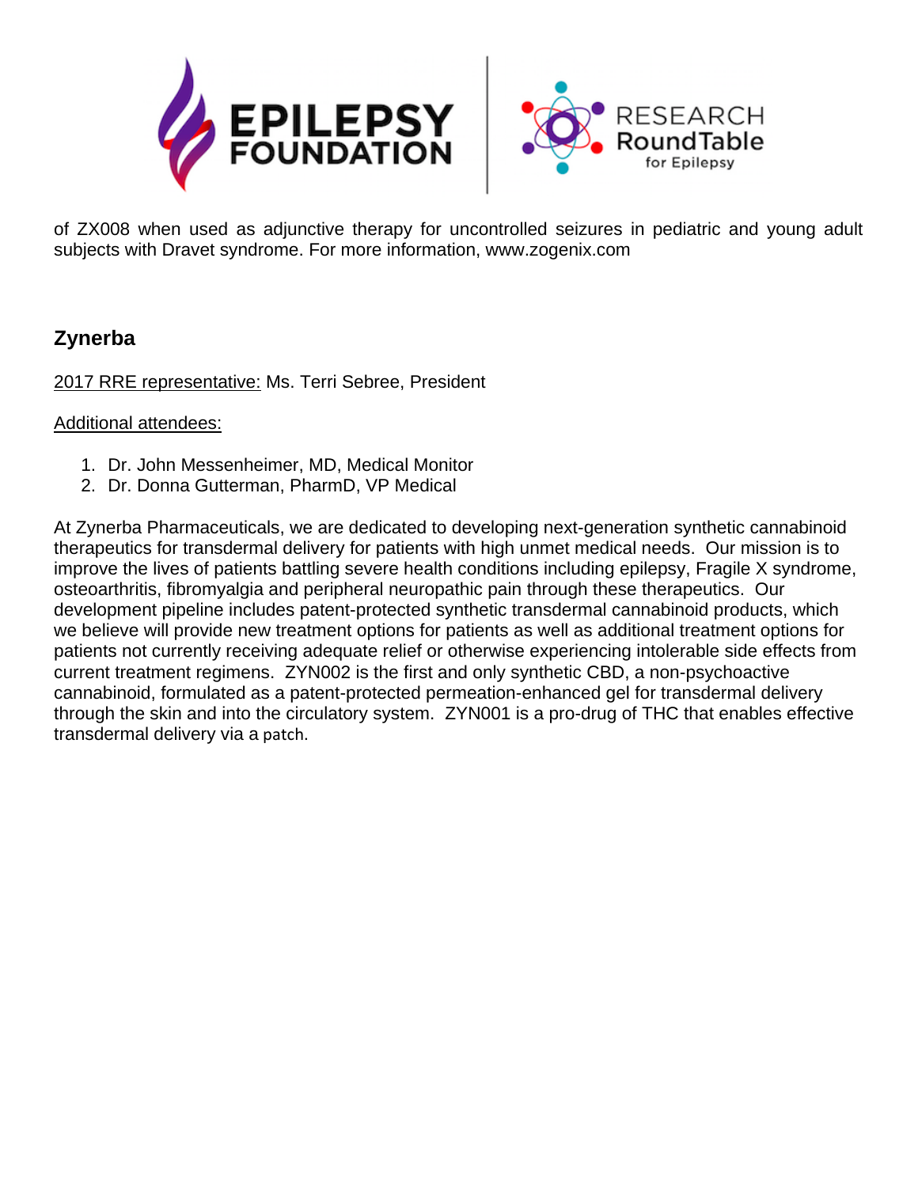of ZX008 when used as adjunctive therapy for uncontrolled seizures in pediatric and young adult subjects with Dravet syndrome. For more information, www.zogenix.com

## Zynerba

2017 RRE representative: Ms. Terri Sebree, President

Additional attendees:

1. Dr. John Messenheimer, MD, Medical Monitor
2. Dr. Donna Gutterman, PharmD, VP Medical

At Zynerba Pharmaceuticals, we are dedicated to developing next-generation synthetic cannabinoid therapeutics for transdermal delivery for patients with high unmet medical needs. Our mission is to improve the lives of patients battling severe health conditions including epilepsy, Fragile X syndrome, osteoarthritis, fibromyalgia and peripheral neuropathic pain through these therapeutics. Our development pipeline includes patent-protected synthetic transdermal cannabinoid products, which we believe will provide new treatment options for patients as well as additional treatment options for patients not currently receiving adequate relief or otherwise experiencing intolerable side effects from current treatment regimens. ZYN002 is the first and only synthetic CBD, a non-psychoactive cannabinoid, formulated as a patent-protected permeation-enhanced gel for transdermal delivery through the skin and into the circulatory system. ZYN001 is a pro-drug of THC that enables effective transdermal delivery via a patch.